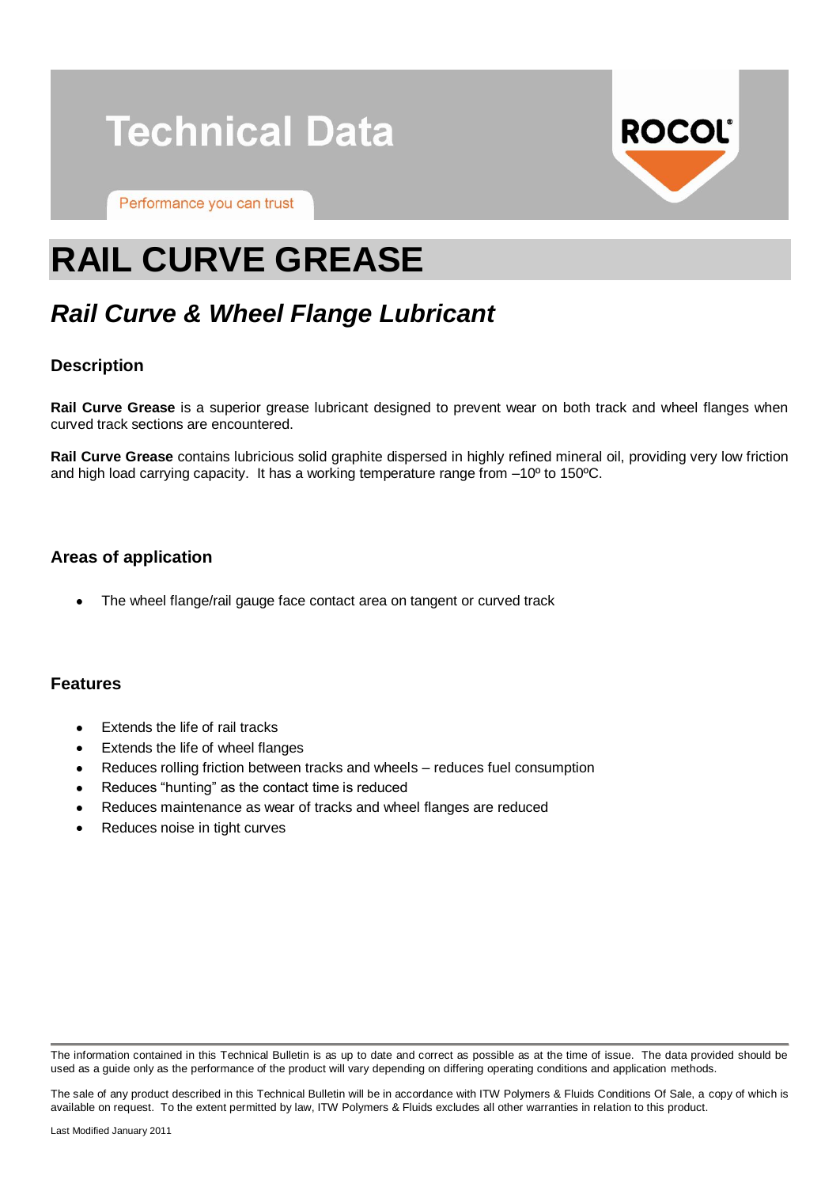# Technical Data

Performance you can trust

ROCOL

# RAIL CURVE GREASE

## *Rail Curve & Wheel Flange Lubricant*

### Description

**Rail Curve Grease** is a superior grease lubricant designed to prevent wear on both track and wheel flanges when curved track sections are encountered.

**Rail Curve Grease** contains lubricious solid graphite dispersed in highly refined mineral oil, providing very low friction and high load carrying capacity. It has a working temperature range from –10º to 150ºC.

### Areas of application

- The wheel flange/rail gauge face contact area on tangent or curved track

### Features

- Extends the life of rail tracks
- Extends the life of wheel flanges
- Reduces rolling friction between tracks and wheels – reduces fuel consumption
- Reduces "hunting" as the contact time is reduced
- Reduces maintenance as wear of tracks and wheel flanges are reduced
- Reduces noise in tight curves

The information contained in this Technical Bulletin is as up to date and correct as possible as at the time of issue. The data provided should be used as a guide only as the performance of the product will vary depending on differing operating conditions and application methods.

The sale of any product described in this Technical Bulletin will be in accordance with ITW Polymers & Fluids Conditions Of Sale, a copy of which is available on request. To the extent permitted by law, ITW Polymers & Fluids excludes all other warranties in relation to this product.

Last Modified January 2011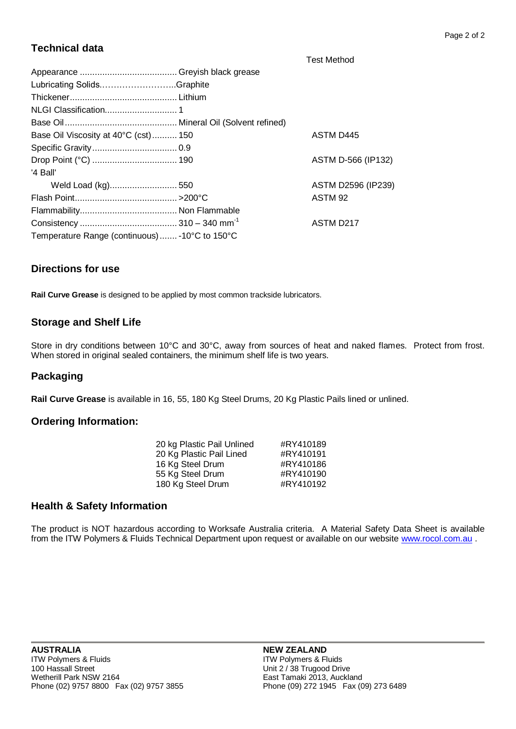## Technical data

| | | Test Method |
|---|---|---|
| Appearance | Greyish black grease | |
| Lubricating Solids | Graphite | |
| Thickener | Lithium | |
| NLGI Classification | 1 | |
| Base Oil | Mineral Oil (Solvent refined) | |
| Base Oil Viscosity at 40°C (cst) | 150 | ASTM D445 |
| Specific Gravity | 0.9 | |
| Drop Point (°C) | 190 | ASTM D-566 (IP132) |
| '4 Ball' | | |
| Weld Load (kg) | 550 | ASTM D2596 (IP239) |
| Flash Point | >200°C | ASTM 92 |
| Flammability | Non Flammable | |
| Consistency | 310 – 340 $mm^{-1}$ | ASTM D217 |
| Temperature Range (continuous) | -10°C to 150°C | |

## Directions for use

**Rail Curve Grease** is designed to be applied by most common trackside lubricators.

## Storage and Shelf Life

Store in dry conditions between 10°C and 30°C, away from sources of heat and naked flames. Protect from frost. When stored in original sealed containers, the minimum shelf life is two years.

## Packaging

**Rail Curve Grease** is available in 16, 55, 180 Kg Steel Drums, 20 Kg Plastic Pails lined or unlined.

## Ordering Information:

| | |
|---|---|
| 20 kg Plastic Pail Unlined | #RY410189 |
| 20 Kg Plastic Pail Lined | #RY410191 |
| 16 Kg Steel Drum | #RY410186 |
| 55 Kg Steel Drum | #RY410190 |
| 180 Kg Steel Drum | #RY410192 |

## Health & Safety Information

The product is NOT hazardous according to Worksafe Australia criteria. A Material Safety Data Sheet is available from the ITW Polymers & Fluids Technical Department upon request or available on our website www.rocol.com.au .

**AUSTRALIA**
ITW Polymers & Fluids
100 Hassall Street
Wetherill Park NSW 2164
Phone (02) 9757 8800 Fax (02) 9757 3855

**NEW ZEALAND**
ITW Polymers & Fluids
Unit 2 / 38 Trugood Drive
East Tamaki 2013, Auckland
Phone (09) 272 1945 Fax (09) 273 6489